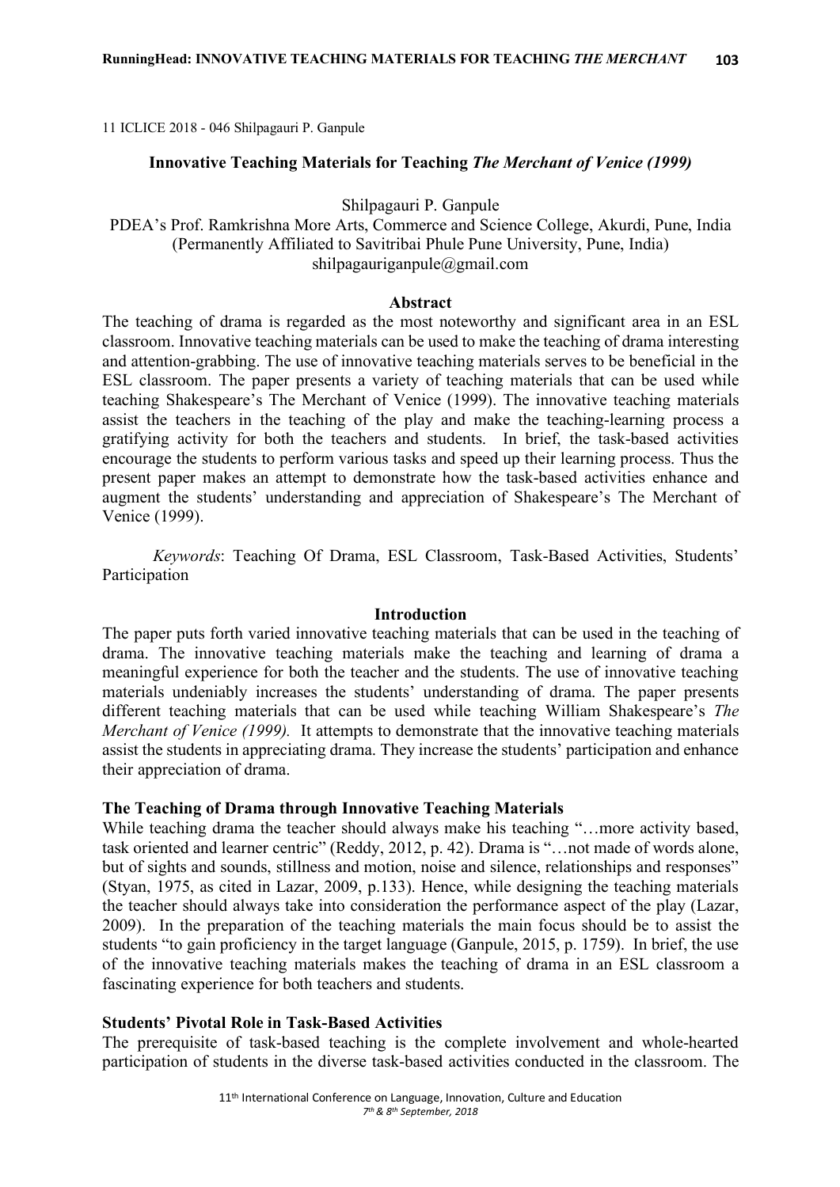11 ICLICE 2018 - 046 Shilpagauri P. Ganpule

# Innovative Teaching Materials for Teaching *The Merchant of Venice (1999)*

Shilpagauri P. Ganpule
PDEA's Prof. Ramkrishna More Arts, Commerce and Science College, Akurdi, Pune, India
(Permanently Affiliated to Savitribai Phule Pune University, Pune, India)
shilpagauriganpule@gmail.com

## Abstract

The teaching of drama is regarded as the most noteworthy and significant area in an ESL classroom. Innovative teaching materials can be used to make the teaching of drama interesting and attention-grabbing. The use of innovative teaching materials serves to be beneficial in the ESL classroom. The paper presents a variety of teaching materials that can be used while teaching Shakespeare's The Merchant of Venice (1999). The innovative teaching materials assist the teachers in the teaching of the play and make the teaching-learning process a gratifying activity for both the teachers and students. In brief, the task-based activities encourage the students to perform various tasks and speed up their learning process. Thus the present paper makes an attempt to demonstrate how the task-based activities enhance and augment the students' understanding and appreciation of Shakespeare's The Merchant of Venice (1999).

*Keywords*: Teaching Of Drama, ESL Classroom, Task-Based Activities, Students' Participation

## Introduction

The paper puts forth varied innovative teaching materials that can be used in the teaching of drama. The innovative teaching materials make the teaching and learning of drama a meaningful experience for both the teacher and the students. The use of innovative teaching materials undeniably increases the students' understanding of drama. The paper presents different teaching materials that can be used while teaching William Shakespeare's *The Merchant of Venice (1999).* It attempts to demonstrate that the innovative teaching materials assist the students in appreciating drama. They increase the students' participation and enhance their appreciation of drama.

### The Teaching of Drama through Innovative Teaching Materials

While teaching drama the teacher should always make his teaching "…more activity based, task oriented and learner centric" (Reddy, 2012, p. 42). Drama is "…not made of words alone, but of sights and sounds, stillness and motion, noise and silence, relationships and responses" (Styan, 1975, as cited in Lazar, 2009, p.133). Hence, while designing the teaching materials the teacher should always take into consideration the performance aspect of the play (Lazar, 2009). In the preparation of the teaching materials the main focus should be to assist the students "to gain proficiency in the target language (Ganpule, 2015, p. 1759). In brief, the use of the innovative teaching materials makes the teaching of drama in an ESL classroom a fascinating experience for both teachers and students.

### Students' Pivotal Role in Task-Based Activities

The prerequisite of task-based teaching is the complete involvement and whole-hearted participation of students in the diverse task-based activities conducted in the classroom. The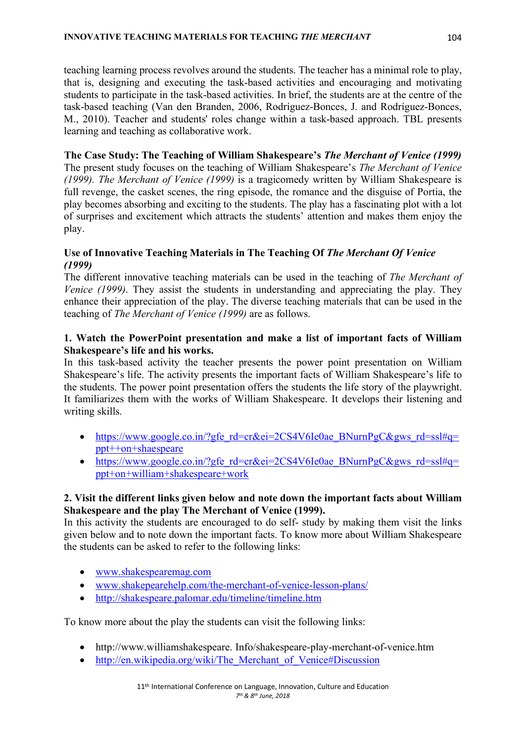teaching learning process revolves around the students. The teacher has a minimal role to play, that is, designing and executing the task-based activities and encouraging and motivating students to participate in the task-based activities. In brief, the students are at the centre of the task-based teaching (Van den Branden, 2006, Rodríguez-Bonces, J. and Rodríguez-Bonces, M., 2010). Teacher and students' roles change within a task-based approach. TBL presents learning and teaching as collaborative work.

**The Case Study: The Teaching of William Shakespeare's *The Merchant of Venice (1999)***

The present study focuses on the teaching of William Shakespeare's *The Merchant of Venice (1999). The Merchant of Venice (1999)* is a tragicomedy written by William Shakespeare is full revenge, the casket scenes, the ring episode, the romance and the disguise of Portia, the play becomes absorbing and exciting to the students. The play has a fascinating plot with a lot of surprises and excitement which attracts the students' attention and makes them enjoy the play.

**Use of Innovative Teaching Materials in The Teaching Of *The Merchant Of Venice (1999)***

The different innovative teaching materials can be used in the teaching of *The Merchant of Venice (1999)*. They assist the students in understanding and appreciating the play. They enhance their appreciation of the play. The diverse teaching materials that can be used in the teaching of *The Merchant of Venice (1999)* are as follows.

**1. Watch the PowerPoint presentation and make a list of important facts of William Shakespeare's life and his works.**

In this task-based activity the teacher presents the power point presentation on William Shakespeare's life. The activity presents the important facts of William Shakespeare's life to the students. The power point presentation offers the students the life story of the playwright. It familiarizes them with the works of William Shakespeare. It develops their listening and writing skills.

- https://www.google.co.in/?gfe_rd=cr&ei=2CS4V6Ie0ae_BNurnPgC&gws_rd=ssl#q=ppt++on+shaespeare
- https://www.google.co.in/?gfe_rd=cr&ei=2CS4V6Ie0ae_BNurnPgC&gws_rd=ssl#q=ppt+on+william+shakespeare+work

**2. Visit the different links given below and note down the important facts about William Shakespeare and the play The Merchant of Venice (1999).**

In this activity the students are encouraged to do self- study by making them visit the links given below and to note down the important facts. To know more about William Shakespeare the students can be asked to refer to the following links:

- www.shakespearemag.com
- www.shakepearehelp.com/the-merchant-of-venice-lesson-plans/
- http://shakespeare.palomar.edu/timeline/timeline.htm

To know more about the play the students can visit the following links:

- http://www.williamshakespeare. Info/shakespeare-play-merchant-of-venice.htm
- http://en.wikipedia.org/wiki/The_Merchant_of_Venice#Discussion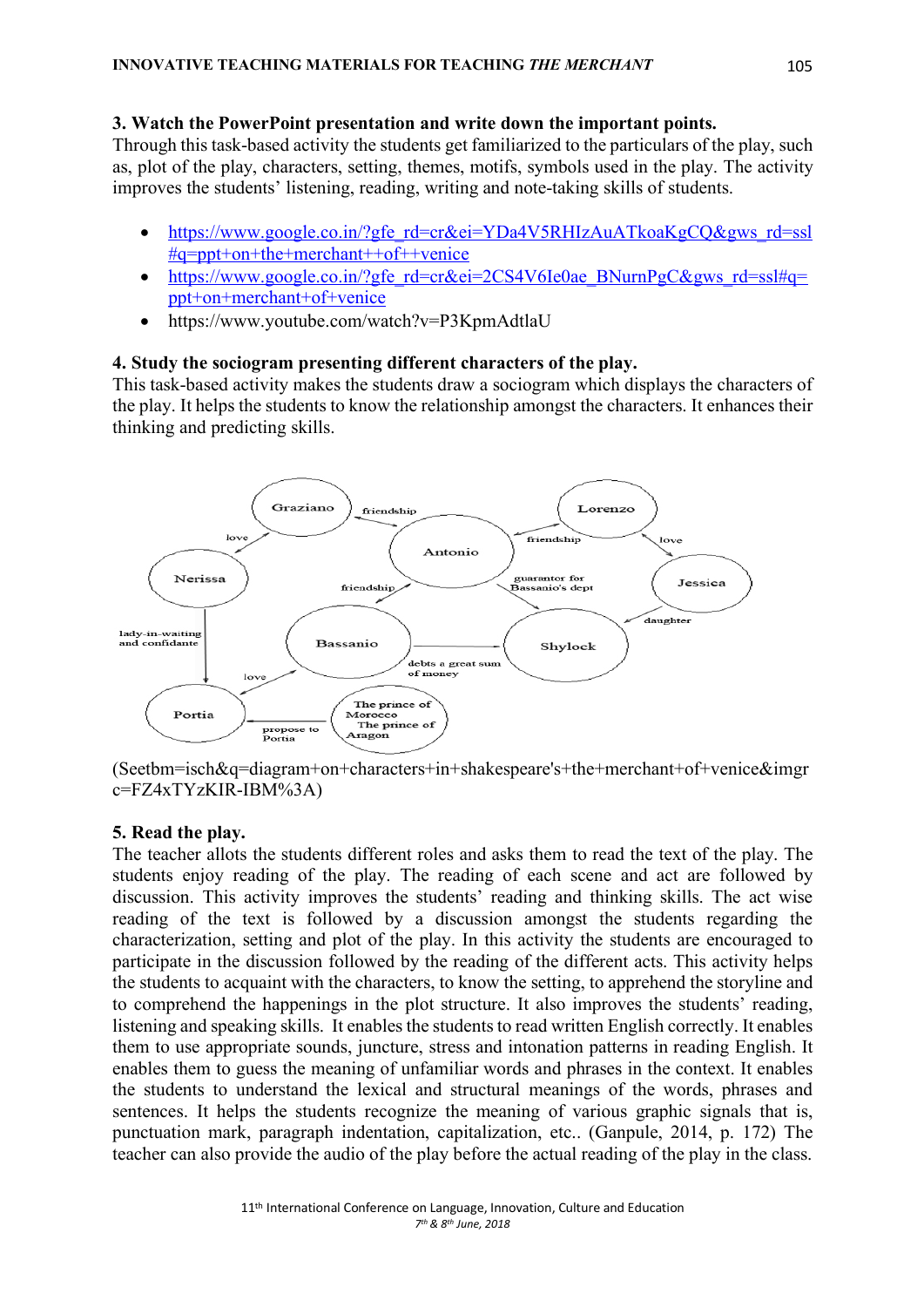**3. Watch the PowerPoint presentation and write down the important points.**
Through this task-based activity the students get familiarized to the particulars of the play, such as, plot of the play, characters, setting, themes, motifs, symbols used in the play. The activity improves the students' listening, reading, writing and note-taking skills of students.

- https://www.google.co.in/?gfe_rd=cr&ei=YDa4V5RHIzAuATkoaKgCQ&gws_rd=ssl#q=ppt+on+the+merchant++of++venice
- https://www.google.co.in/?gfe_rd=cr&ei=2CS4V6Ie0ae_BNurnPgC&gws_rd=ssl#q=ppt+on+merchant+of+venice
- https://www.youtube.com/watch?v=P3KpmAdtlaU

**4. Study the sociogram presenting different characters of the play.**
This task-based activity makes the students draw a sociogram which displays the characters of the play. It helps the students to know the relationship amongst the characters. It enhances their thinking and predicting skills.

Graziano — friendship — Antonio
Lorenzo — friendship — Antonio
Graziano — love — Nerissa
Lorenzo — love — Jessica
Antonio — friendship — Bassanio
Antonio — guarantor for Bassanio's dept — Shylock
Jessica — daughter — Shylock
Nerissa — lady-in-waiting and confidante — Portia
Bassanio — debts a great sum of money — Shylock
Bassanio — love — Portia
The prince of Morocco, The prince of Aragon — propose to Portia — Portia

(Seetbm=isch&q=diagram+on+characters+in+shakespeare's+the+merchant+of+venice&imgrc=FZ4xTYzKIR-IBM%3A)

**5. Read the play.**
The teacher allots the students different roles and asks them to read the text of the play. The students enjoy reading of the play. The reading of each scene and act are followed by discussion. This activity improves the students' reading and thinking skills. The act wise reading of the text is followed by a discussion amongst the students regarding the characterization, setting and plot of the play. In this activity the students are encouraged to participate in the discussion followed by the reading of the different acts. This activity helps the students to acquaint with the characters, to know the setting, to apprehend the storyline and to comprehend the happenings in the plot structure. It also improves the students' reading, listening and speaking skills. It enables the students to read written English correctly. It enables them to use appropriate sounds, juncture, stress and intonation patterns in reading English. It enables them to guess the meaning of unfamiliar words and phrases in the context. It enables the students to understand the lexical and structural meanings of the words, phrases and sentences. It helps the students recognize the meaning of various graphic signals that is, punctuation mark, paragraph indentation, capitalization, etc.. (Ganpule, 2014, p. 172) The teacher can also provide the audio of the play before the actual reading of the play in the class.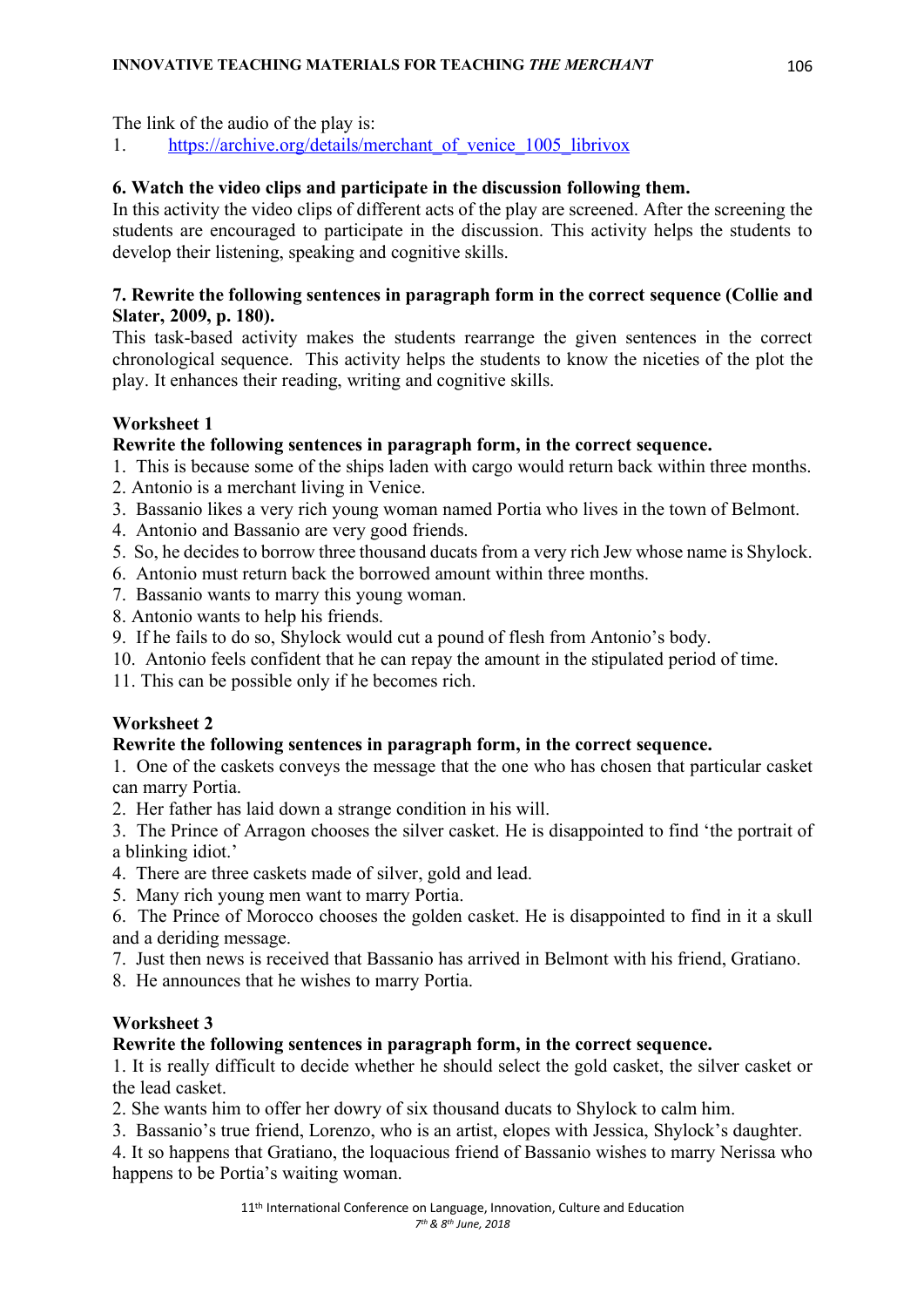The link of the audio of the play is:

1. https://archive.org/details/merchant_of_venice_1005_librivox

**6. Watch the video clips and participate in the discussion following them.**

In this activity the video clips of different acts of the play are screened. After the screening the students are encouraged to participate in the discussion. This activity helps the students to develop their listening, speaking and cognitive skills.

**7. Rewrite the following sentences in paragraph form in the correct sequence (Collie and Slater, 2009, p. 180).**

This task-based activity makes the students rearrange the given sentences in the correct chronological sequence. This activity helps the students to know the niceties of the plot the play. It enhances their reading, writing and cognitive skills.

**Worksheet 1**

**Rewrite the following sentences in paragraph form, in the correct sequence.**

1. This is because some of the ships laden with cargo would return back within three months.
2. Antonio is a merchant living in Venice.
3. Bassanio likes a very rich young woman named Portia who lives in the town of Belmont.
4. Antonio and Bassanio are very good friends.
5. So, he decides to borrow three thousand ducats from a very rich Jew whose name is Shylock.
6. Antonio must return back the borrowed amount within three months.
7. Bassanio wants to marry this young woman.
8. Antonio wants to help his friends.
9. If he fails to do so, Shylock would cut a pound of flesh from Antonio's body.
10. Antonio feels confident that he can repay the amount in the stipulated period of time.
11. This can be possible only if he becomes rich.

**Worksheet 2**

**Rewrite the following sentences in paragraph form, in the correct sequence.**

1. One of the caskets conveys the message that the one who has chosen that particular casket can marry Portia.
2. Her father has laid down a strange condition in his will.
3. The Prince of Arragon chooses the silver casket. He is disappointed to find 'the portrait of a blinking idiot.'
4. There are three caskets made of silver, gold and lead.
5. Many rich young men want to marry Portia.
6. The Prince of Morocco chooses the golden casket. He is disappointed to find in it a skull and a deriding message.
7. Just then news is received that Bassanio has arrived in Belmont with his friend, Gratiano.
8. He announces that he wishes to marry Portia.

**Worksheet 3**

**Rewrite the following sentences in paragraph form, in the correct sequence.**

1. It is really difficult to decide whether he should select the gold casket, the silver casket or the lead casket.
2. She wants him to offer her dowry of six thousand ducats to Shylock to calm him.
3. Bassanio's true friend, Lorenzo, who is an artist, elopes with Jessica, Shylock's daughter.
4. It so happens that Gratiano, the loquacious friend of Bassanio wishes to marry Nerissa who happens to be Portia's waiting woman.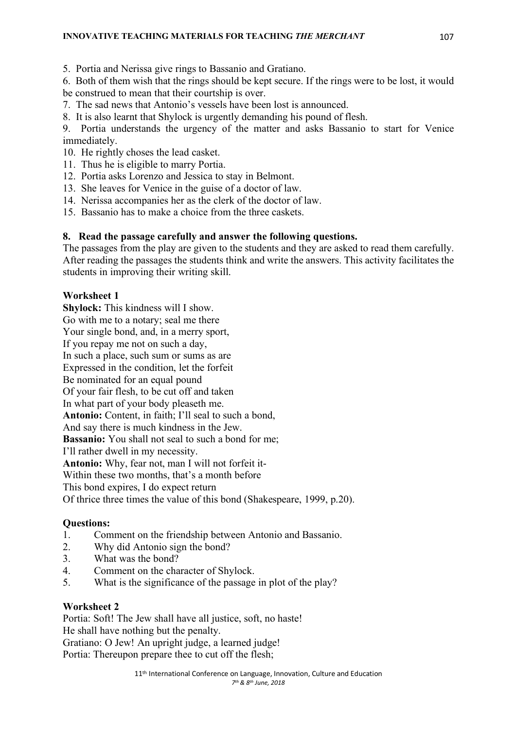5. Portia and Nerissa give rings to Bassanio and Gratiano.
6. Both of them wish that the rings should be kept secure. If the rings were to be lost, it would be construed to mean that their courtship is over.
7. The sad news that Antonio's vessels have been lost is announced.
8. It is also learnt that Shylock is urgently demanding his pound of flesh.
9. Portia understands the urgency of the matter and asks Bassanio to start for Venice immediately.
10. He rightly choses the lead casket.
11. Thus he is eligible to marry Portia.
12. Portia asks Lorenzo and Jessica to stay in Belmont.
13. She leaves for Venice in the guise of a doctor of law.
14. Nerissa accompanies her as the clerk of the doctor of law.
15. Bassanio has to make a choice from the three caskets.

**8. Read the passage carefully and answer the following questions.**

The passages from the play are given to the students and they are asked to read them carefully. After reading the passages the students think and write the answers. This activity facilitates the students in improving their writing skill.

**Worksheet 1**

**Shylock:** This kindness will I show.
Go with me to a notary; seal me there
Your single bond, and, in a merry sport,
If you repay me not on such a day,
In such a place, such sum or sums as are
Expressed in the condition, let the forfeit
Be nominated for an equal pound
Of your fair flesh, to be cut off and taken
In what part of your body pleaseth me.
**Antonio:** Content, in faith; I'll seal to such a bond,
And say there is much kindness in the Jew.
**Bassanio:** You shall not seal to such a bond for me;
I'll rather dwell in my necessity.
**Antonio:** Why, fear not, man I will not forfeit it-
Within these two months, that's a month before
This bond expires, I do expect return
Of thrice three times the value of this bond (Shakespeare, 1999, p.20).

**Questions:**

1. Comment on the friendship between Antonio and Bassanio.
2. Why did Antonio sign the bond?
3. What was the bond?
4. Comment on the character of Shylock.
5. What is the significance of the passage in plot of the play?

**Worksheet 2**

Portia: Soft! The Jew shall have all justice, soft, no haste!
He shall have nothing but the penalty.
Gratiano: O Jew! An upright judge, a learned judge!
Portia: Thereupon prepare thee to cut off the flesh;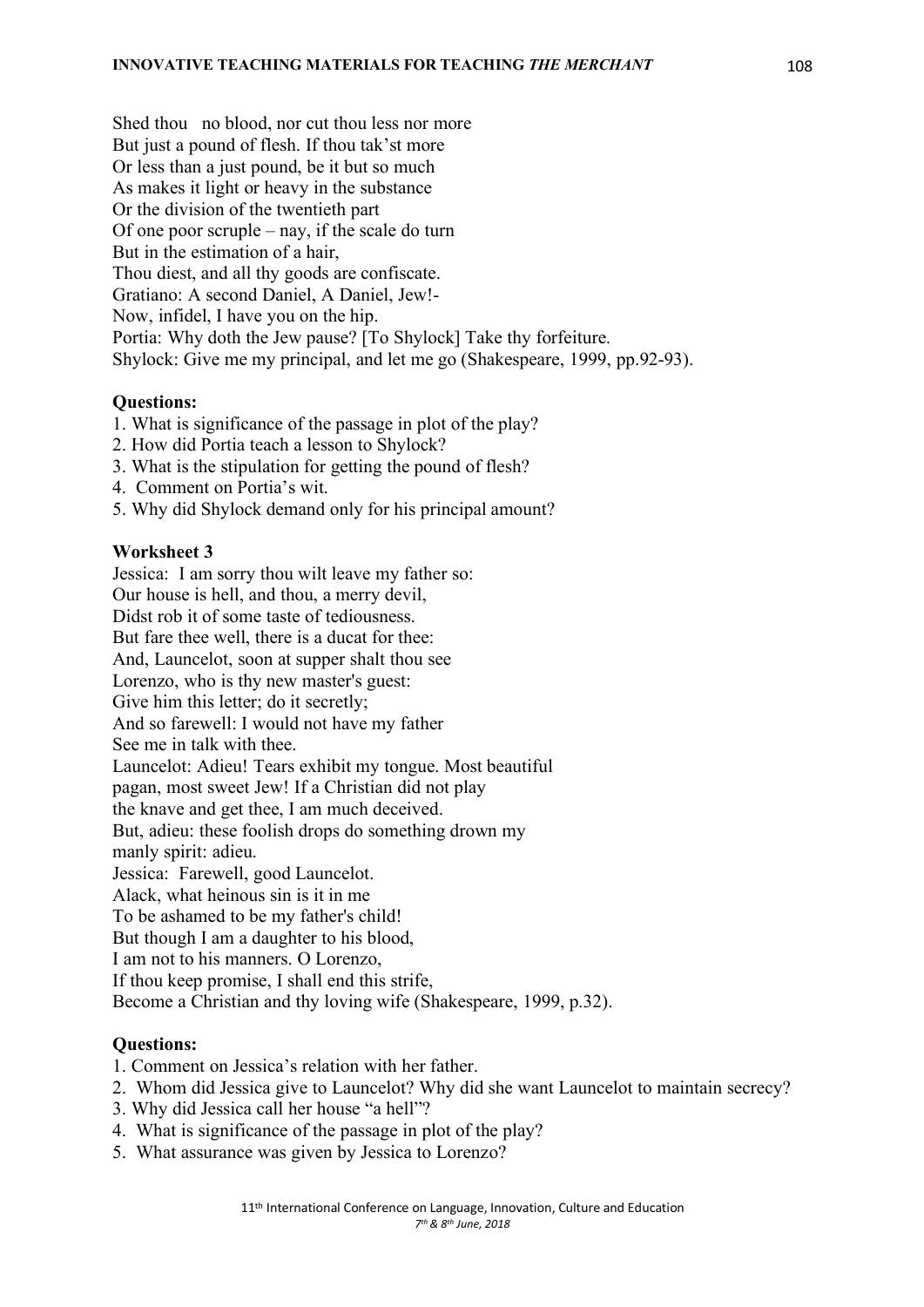Shed thou no blood, nor cut thou less nor more
But just a pound of flesh. If thou tak'st more
Or less than a just pound, be it but so much
As makes it light or heavy in the substance
Or the division of the twentieth part
Of one poor scruple – nay, if the scale do turn
But in the estimation of a hair,
Thou diest, and all thy goods are confiscate.
Gratiano: A second Daniel, A Daniel, Jew!-
Now, infidel, I have you on the hip.
Portia: Why doth the Jew pause? [To Shylock] Take thy forfeiture.
Shylock: Give me my principal, and let me go (Shakespeare, 1999, pp.92-93).

**Questions:**

1. What is significance of the passage in plot of the play?
2. How did Portia teach a lesson to Shylock?
3. What is the stipulation for getting the pound of flesh?
4. Comment on Portia's wit.
5. Why did Shylock demand only for his principal amount?

**Worksheet 3**

Jessica: I am sorry thou wilt leave my father so:
Our house is hell, and thou, a merry devil,
Didst rob it of some taste of tediousness.
But fare thee well, there is a ducat for thee:
And, Launcelot, soon at supper shalt thou see
Lorenzo, who is thy new master's guest:
Give him this letter; do it secretly;
And so farewell: I would not have my father
See me in talk with thee.
Launcelot: Adieu! Tears exhibit my tongue. Most beautiful
pagan, most sweet Jew! If a Christian did not play
the knave and get thee, I am much deceived.
But, adieu: these foolish drops do something drown my
manly spirit: adieu.
Jessica: Farewell, good Launcelot.
Alack, what heinous sin is it in me
To be ashamed to be my father's child!
But though I am a daughter to his blood,
I am not to his manners. O Lorenzo,
If thou keep promise, I shall end this strife,
Become a Christian and thy loving wife (Shakespeare, 1999, p.32).

**Questions:**

1. Comment on Jessica's relation with her father.
2. Whom did Jessica give to Launcelot? Why did she want Launcelot to maintain secrecy?
3. Why did Jessica call her house "a hell"?
4. What is significance of the passage in plot of the play?
5. What assurance was given by Jessica to Lorenzo?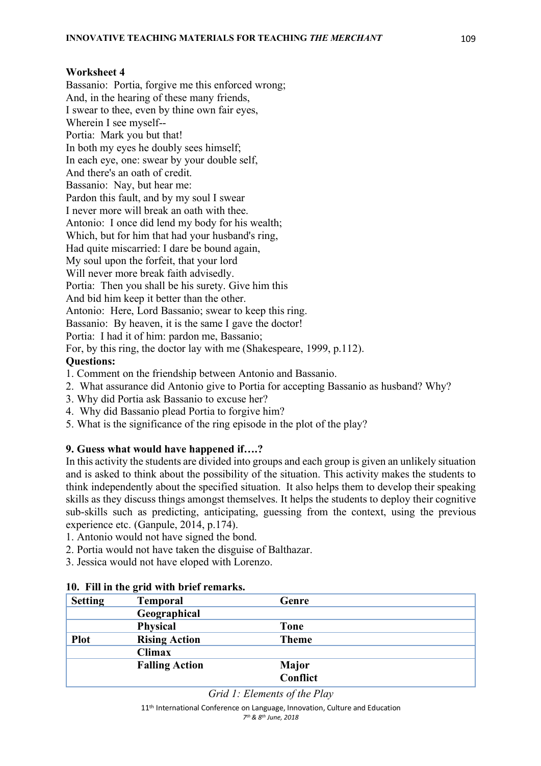**Worksheet 4**

Bassanio: Portia, forgive me this enforced wrong;
And, in the hearing of these many friends,
I swear to thee, even by thine own fair eyes,
Wherein I see myself--
Portia: Mark you but that!
In both my eyes he doubly sees himself;
In each eye, one: swear by your double self,
And there's an oath of credit.
Bassanio: Nay, but hear me:
Pardon this fault, and by my soul I swear
I never more will break an oath with thee.
Antonio: I once did lend my body for his wealth;
Which, but for him that had your husband's ring,
Had quite miscarried: I dare be bound again,
My soul upon the forfeit, that your lord
Will never more break faith advisedly.
Portia: Then you shall be his surety. Give him this
And bid him keep it better than the other.
Antonio: Here, Lord Bassanio; swear to keep this ring.
Bassanio: By heaven, it is the same I gave the doctor!
Portia: I had it of him: pardon me, Bassanio;
For, by this ring, the doctor lay with me (Shakespeare, 1999, p.112).

**Questions:**

1. Comment on the friendship between Antonio and Bassanio.
2. What assurance did Antonio give to Portia for accepting Bassanio as husband? Why?
3. Why did Portia ask Bassanio to excuse her?
4. Why did Bassanio plead Portia to forgive him?
5. What is the significance of the ring episode in the plot of the play?

### 9. Guess what would have happened if….?

In this activity the students are divided into groups and each group is given an unlikely situation and is asked to think about the possibility of the situation. This activity makes the students to think independently about the specified situation. It also helps them to develop their speaking skills as they discuss things amongst themselves. It helps the students to deploy their cognitive sub-skills such as predicting, anticipating, guessing from the context, using the previous experience etc. (Ganpule, 2014, p.174).

1. Antonio would not have signed the bond.
2. Portia would not have taken the disguise of Balthazar.
3. Jessica would not have eloped with Lorenzo.

### 10. Fill in the grid with brief remarks.

| **Setting** | **Temporal** | **Genre** | |
|---|---|---|---|
| | **Geographical** | | |
| | **Physical** | **Tone** | |
| **Plot** | **Rising Action** | **Theme** | |
| | **Climax** | | |
| | **Falling Action** | **Major Conflict** | |

*Grid 1: Elements of the Play*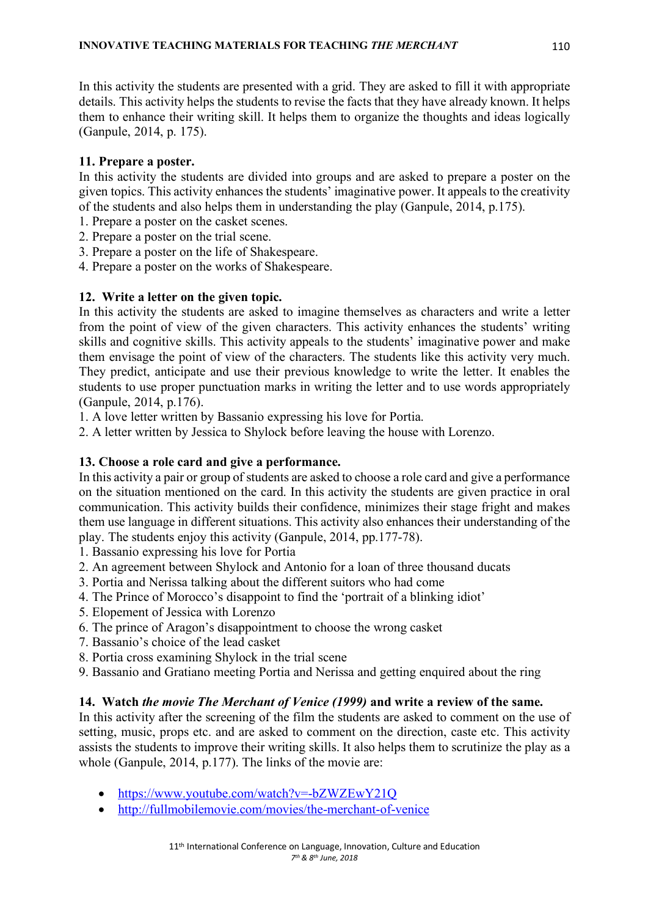In this activity the students are presented with a grid. They are asked to fill it with appropriate details. This activity helps the students to revise the facts that they have already known. It helps them to enhance their writing skill. It helps them to organize the thoughts and ideas logically (Ganpule, 2014, p. 175).

**11. Prepare a poster.**

In this activity the students are divided into groups and are asked to prepare a poster on the given topics. This activity enhances the students' imaginative power. It appeals to the creativity of the students and also helps them in understanding the play (Ganpule, 2014, p.175).

1. Prepare a poster on the casket scenes.
2. Prepare a poster on the trial scene.
3. Prepare a poster on the life of Shakespeare.
4. Prepare a poster on the works of Shakespeare.

**12. Write a letter on the given topic.**

In this activity the students are asked to imagine themselves as characters and write a letter from the point of view of the given characters. This activity enhances the students' writing skills and cognitive skills. This activity appeals to the students' imaginative power and make them envisage the point of view of the characters. The students like this activity very much. They predict, anticipate and use their previous knowledge to write the letter. It enables the students to use proper punctuation marks in writing the letter and to use words appropriately (Ganpule, 2014, p.176).

1. A love letter written by Bassanio expressing his love for Portia.
2. A letter written by Jessica to Shylock before leaving the house with Lorenzo.

**13. Choose a role card and give a performance.**

In this activity a pair or group of students are asked to choose a role card and give a performance on the situation mentioned on the card. In this activity the students are given practice in oral communication. This activity builds their confidence, minimizes their stage fright and makes them use language in different situations. This activity also enhances their understanding of the play. The students enjoy this activity (Ganpule, 2014, pp.177-78).

1. Bassanio expressing his love for Portia
2. An agreement between Shylock and Antonio for a loan of three thousand ducats
3. Portia and Nerissa talking about the different suitors who had come
4. The Prince of Morocco's disappoint to find the 'portrait of a blinking idiot'
5. Elopement of Jessica with Lorenzo
6. The prince of Aragon's disappointment to choose the wrong casket
7. Bassanio's choice of the lead casket
8. Portia cross examining Shylock in the trial scene
9. Bassanio and Gratiano meeting Portia and Nerissa and getting enquired about the ring

**14. Watch *the movie The Merchant of Venice (1999)* and write a review of the same.**

In this activity after the screening of the film the students are asked to comment on the use of setting, music, props etc. and are asked to comment on the direction, caste etc. This activity assists the students to improve their writing skills. It also helps them to scrutinize the play as a whole (Ganpule, 2014, p.177). The links of the movie are:

- https://www.youtube.com/watch?v=-bZWZEwY21Q
- http://fullmobilemovie.com/movies/the-merchant-of-venice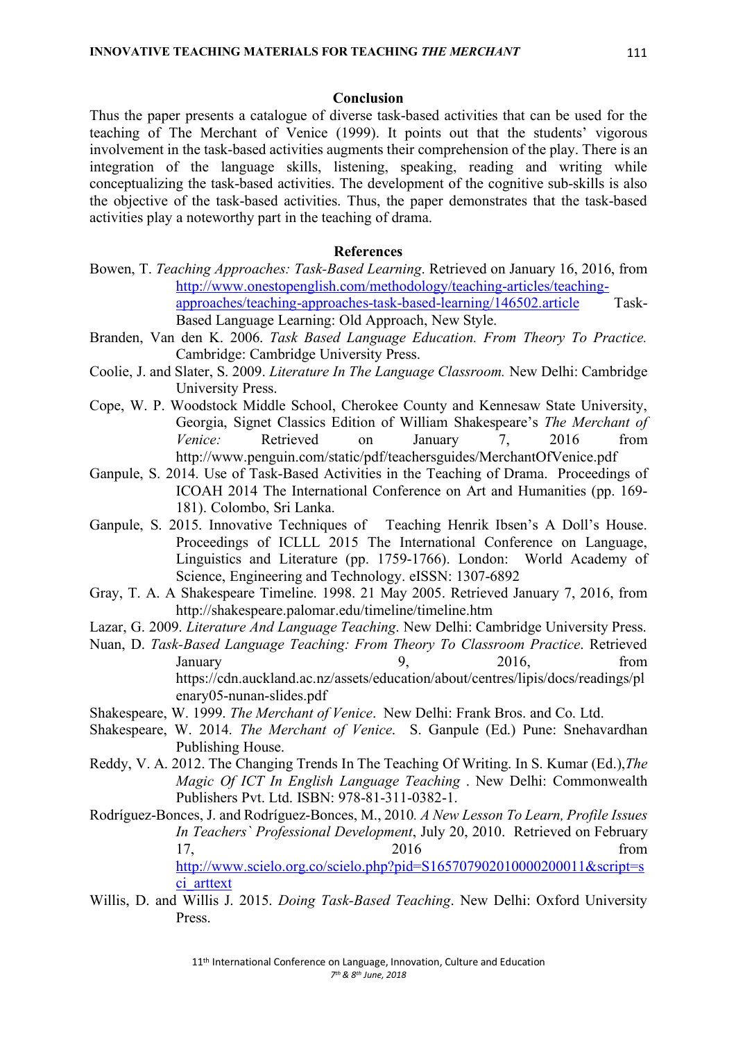## Conclusion

Thus the paper presents a catalogue of diverse task-based activities that can be used for the teaching of The Merchant of Venice (1999). It points out that the students' vigorous involvement in the task-based activities augments their comprehension of the play. There is an integration of the language skills, listening, speaking, reading and writing while conceptualizing the task-based activities. The development of the cognitive sub-skills is also the objective of the task-based activities. Thus, the paper demonstrates that the task-based activities play a noteworthy part in the teaching of drama.

## References

Bowen, T. *Teaching Approaches: Task-Based Learning*. Retrieved on January 16, 2016, from http://www.onestopenglish.com/methodology/teaching-articles/teaching-approaches/teaching-approaches-task-based-learning/146502.article Task-Based Language Learning: Old Approach, New Style.

Branden, Van den K. 2006. *Task Based Language Education. From Theory To Practice.* Cambridge: Cambridge University Press.

Coolie, J. and Slater, S. 2009. *Literature In The Language Classroom.* New Delhi: Cambridge University Press.

Cope, W. P. Woodstock Middle School, Cherokee County and Kennesaw State University, Georgia, Signet Classics Edition of William Shakespeare's *The Merchant of Venice:* Retrieved on January 7, 2016 from http://www.penguin.com/static/pdf/teachersguides/MerchantOfVenice.pdf

Ganpule, S. 2014. Use of Task-Based Activities in the Teaching of Drama. Proceedings of ICOAH 2014 The International Conference on Art and Humanities (pp. 169-181). Colombo, Sri Lanka.

Ganpule, S. 2015. Innovative Techniques of Teaching Henrik Ibsen's A Doll's House. Proceedings of ICLLL 2015 The International Conference on Language, Linguistics and Literature (pp. 1759-1766). London: World Academy of Science, Engineering and Technology. eISSN: 1307-6892

Gray, T. A. A Shakespeare Timeline. 1998. 21 May 2005. Retrieved January 7, 2016, from http://shakespeare.palomar.edu/timeline/timeline.htm

Lazar, G. 2009. *Literature And Language Teaching*. New Delhi: Cambridge University Press.

Nuan, D. *Task-Based Language Teaching: From Theory To Classroom Practice*. Retrieved January 9, 2016, from https://cdn.auckland.ac.nz/assets/education/about/centres/lipis/docs/readings/plenary05-nunan-slides.pdf

Shakespeare, W. 1999. *The Merchant of Venice*. New Delhi: Frank Bros. and Co. Ltd.

Shakespeare, W. 2014. *The Merchant of Venice.* S. Ganpule (Ed.) Pune: Snehavardhan Publishing House.

Reddy, V. A. 2012. The Changing Trends In The Teaching Of Writing. In S. Kumar (Ed.),*The Magic Of ICT In English Language Teaching* . New Delhi: Commonwealth Publishers Pvt. Ltd. ISBN: 978-81-311-0382-1.

Rodríguez-Bonces, J. and Rodríguez-Bonces, M., 2010*. A New Lesson To Learn, Profile Issues In Teachers` Professional Development*, July 20, 2010. Retrieved on February 17, 2016 from http://www.scielo.org.co/scielo.php?pid=S165707902010000200011&script=sci_arttext

Willis, D. and Willis J. 2015. *Doing Task-Based Teaching*. New Delhi: Oxford University Press.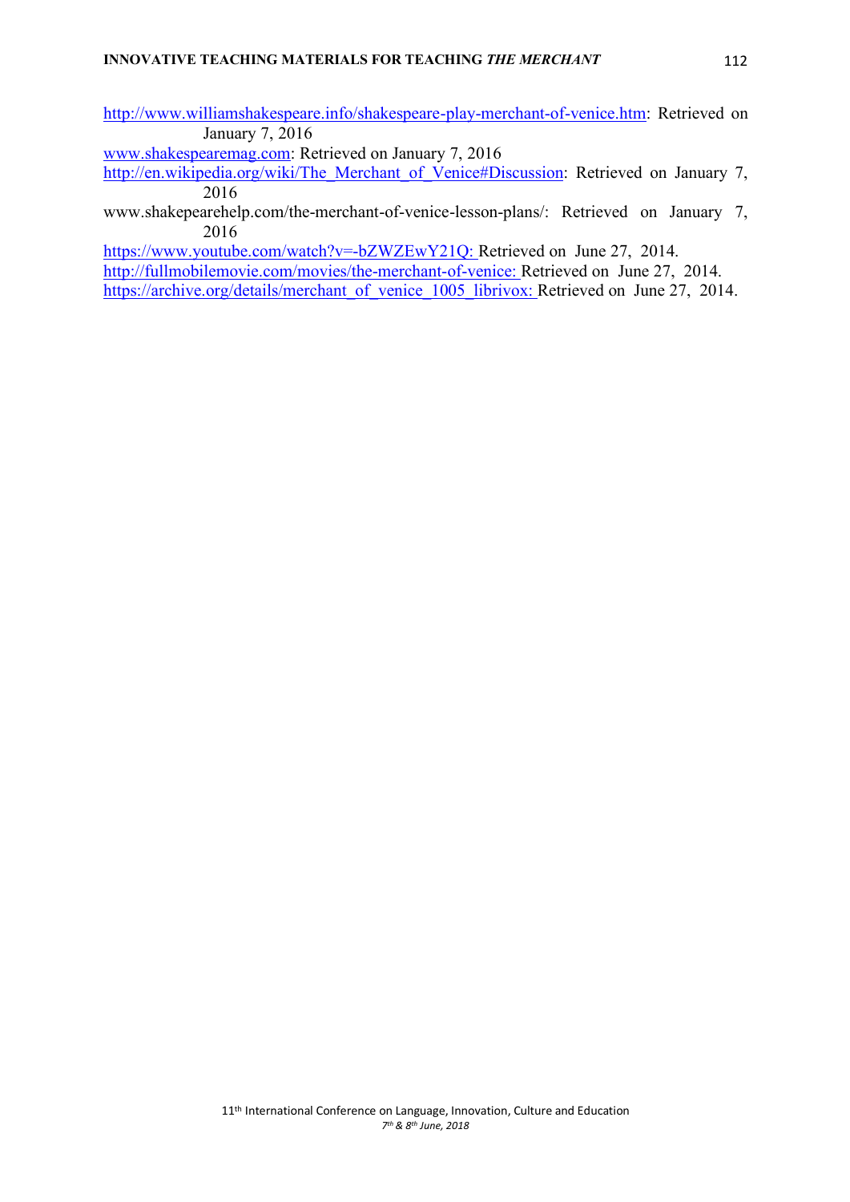http://www.williamshakespeare.info/shakespeare-play-merchant-of-venice.htm: Retrieved on January 7, 2016

www.shakespearemag.com: Retrieved on January 7, 2016

http://en.wikipedia.org/wiki/The_Merchant_of_Venice#Discussion: Retrieved on January 7, 2016

www.shakepearehelp.com/the-merchant-of-venice-lesson-plans/: Retrieved on January 7, 2016

https://www.youtube.com/watch?v=-bZWZEwY21Q: Retrieved on June 27, 2014.

http://fullmobilemovie.com/movies/the-merchant-of-venice: Retrieved on June 27, 2014.

https://archive.org/details/merchant_of_venice_1005_librivox: Retrieved on June 27, 2014.